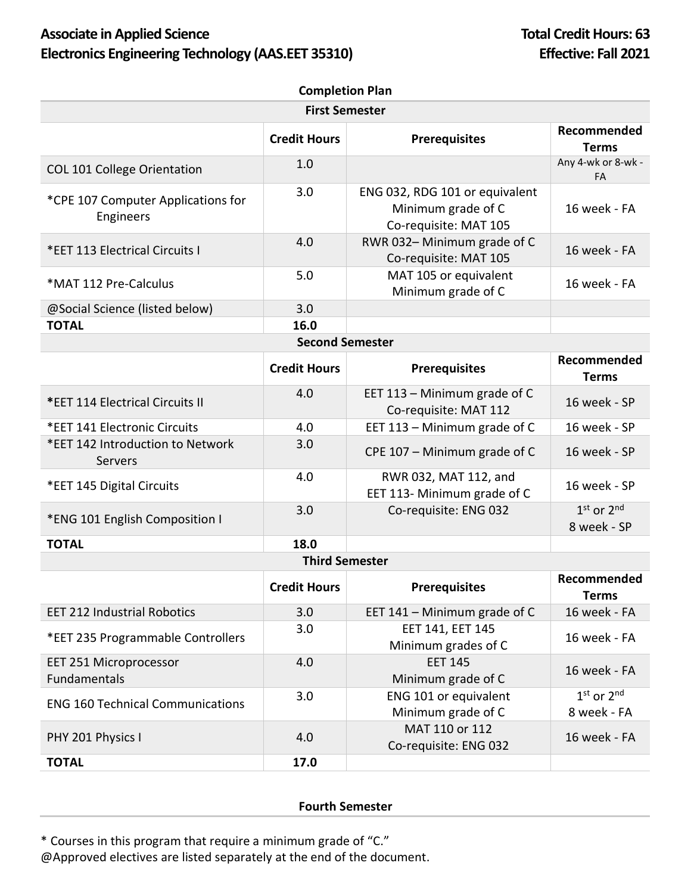# Associate in Applied Science
# Electronics Engineering Technology (AAS.EET 35310)

**Total Credit Hours: 63**
**Effective: Fall 2021**

**Completion Plan**

| **First Semester** | | | |
|---|---|---|---|
| | **Credit Hours** | **Prerequisites** | **Recommended Terms** |
| COL 101 College Orientation | 1.0 | | Any 4-wk or 8-wk - FA |
| *CPE 107 Computer Applications for Engineers | 3.0 | ENG 032, RDG 101 or equivalent Minimum grade of C Co-requisite: MAT 105 | 16 week - FA |
| *EET 113 Electrical Circuits I | 4.0 | RWR 032– Minimum grade of C Co-requisite: MAT 105 | 16 week - FA |
| *MAT 112 Pre-Calculus | 5.0 | MAT 105 or equivalent Minimum grade of C | 16 week - FA |
| @Social Science (listed below) | 3.0 | | |
| **TOTAL** | **16.0** | | |

| **Second Semester** | | | |
|---|---|---|---|
| | **Credit Hours** | **Prerequisites** | **Recommended Terms** |
| ***EET 114 Electrical Circuits II** | 4.0 | EET 113 – Minimum grade of C Co-requisite: MAT 112 | 16 week - SP |
| *EET 141 Electronic Circuits | 4.0 | EET 113 – Minimum grade of C | 16 week - SP |
| *EET 142 Introduction to Network Servers | 3.0 | CPE 107 – Minimum grade of C | 16 week - SP |
| *EET 145 Digital Circuits | 4.0 | RWR 032, MAT 112, and EET 113- Minimum grade of C | 16 week - SP |
| *ENG 101 English Composition I | 3.0 | Co-requisite: ENG 032 | 1st or 2nd 8 week - SP |
| **TOTAL** | **18.0** | | |

| **Third Semester** | | | |
|---|---|---|---|
| | **Credit Hours** | **Prerequisites** | **Recommended Terms** |
| EET 212 Industrial Robotics | 3.0 | EET 141 – Minimum grade of C | 16 week - FA |
| *EET 235 Programmable Controllers | 3.0 | EET 141, EET 145 Minimum grades of C | 16 week - FA |
| EET 251 Microprocessor Fundamentals | 4.0 | EET 145 Minimum grade of C | 16 week - FA |
| ENG 160 Technical Communications | 3.0 | ENG 101 or equivalent Minimum grade of C | 1st or 2nd 8 week - FA |
| PHY 201 Physics I | 4.0 | MAT 110 or 112 Co-requisite: ENG 032 | 16 week - FA |
| **TOTAL** | **17.0** | | |

**Fourth Semester**

\* Courses in this program that require a minimum grade of "C."
@Approved electives are listed separately at the end of the document.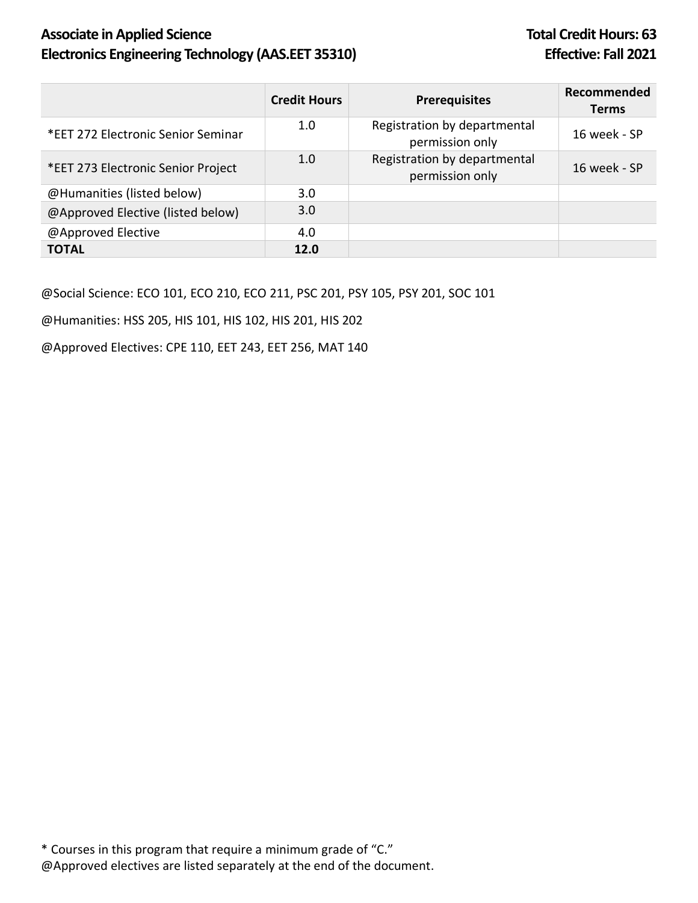**Associate in Applied Science**
**Electronics Engineering Technology (AAS.EET 35310)**

**Total Credit Hours: 63**
**Effective: Fall 2021**

| | Credit Hours | Prerequisites | Recommended Terms |
|---|---|---|---|
| *EET 272 Electronic Senior Seminar | 1.0 | Registration by departmental permission only | 16 week - SP |
| *EET 273 Electronic Senior Project | 1.0 | Registration by departmental permission only | 16 week - SP |
| @Humanities (listed below) | 3.0 | | |
| @Approved Elective (listed below) | 3.0 | | |
| @Approved Elective | 4.0 | | |
| **TOTAL** | **12.0** | | |

@Social Science: ECO 101, ECO 210, ECO 211, PSC 201, PSY 105, PSY 201, SOC 101

@Humanities: HSS 205, HIS 101, HIS 102, HIS 201, HIS 202

@Approved Electives: CPE 110, EET 243, EET 256, MAT 140

* Courses in this program that require a minimum grade of "C."
@Approved electives are listed separately at the end of the document.